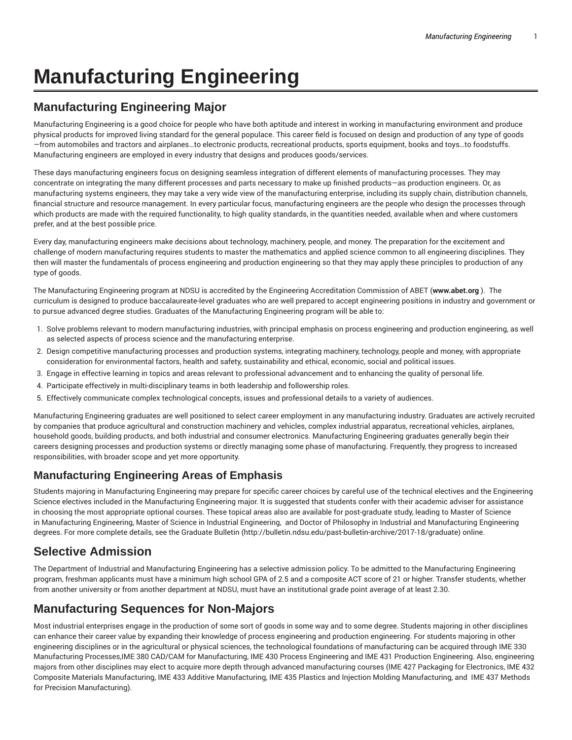# Manufacturing Engineering

## Manufacturing Engineering Major

Manufacturing Engineering is a good choice for people who have both aptitude and interest in working in manufacturing environment and produce physical products for improved living standard for the general populace. This career field is focused on design and production of any type of goods—from automobiles and tractors and airplanes…to electronic products, recreational products, sports equipment, books and toys…to foodstuffs. Manufacturing engineers are employed in every industry that designs and produces goods/services.

These days manufacturing engineers focus on designing seamless integration of different elements of manufacturing processes. They may concentrate on integrating the many different processes and parts necessary to make up finished products—as production engineers. Or, as manufacturing systems engineers, they may take a very wide view of the manufacturing enterprise, including its supply chain, distribution channels, financial structure and resource management. In every particular focus, manufacturing engineers are the people who design the processes through which products are made with the required functionality, to high quality standards, in the quantities needed, available when and where customers prefer, and at the best possible price.

Every day, manufacturing engineers make decisions about technology, machinery, people, and money. The preparation for the excitement and challenge of modern manufacturing requires students to master the mathematics and applied science common to all engineering disciplines. They then will master the fundamentals of process engineering and production engineering so that they may apply these principles to production of any type of goods.

The Manufacturing Engineering program at NDSU is accredited by the Engineering Accreditation Commission of ABET (**www.abet.org** ).  The curriculum is designed to produce baccalaureate-level graduates who are well prepared to accept engineering positions in industry and government or to pursue advanced degree studies. Graduates of the Manufacturing Engineering program will be able to:

1. Solve problems relevant to modern manufacturing industries, with principal emphasis on process engineering and production engineering, as well as selected aspects of process science and the manufacturing enterprise.
2. Design competitive manufacturing processes and production systems, integrating machinery, technology, people and money, with appropriate consideration for environmental factors, health and safety, sustainability and ethical, economic, social and political issues.
3. Engage in effective learning in topics and areas relevant to professional advancement and to enhancing the quality of personal life.
4. Participate effectively in multi-disciplinary teams in both leadership and followership roles.
5. Effectively communicate complex technological concepts, issues and professional details to a variety of audiences.

Manufacturing Engineering graduates are well positioned to select career employment in any manufacturing industry. Graduates are actively recruited by companies that produce agricultural and construction machinery and vehicles, complex industrial apparatus, recreational vehicles, airplanes, household goods, building products, and both industrial and consumer electronics. Manufacturing Engineering graduates generally begin their careers designing processes and production systems or directly managing some phase of manufacturing. Frequently, they progress to increased responsibilities, with broader scope and yet more opportunity.

## Manufacturing Engineering Areas of Emphasis

Students majoring in Manufacturing Engineering may prepare for specific career choices by careful use of the technical electives and the Engineering Science electives included in the Manufacturing Engineering major. It is suggested that students confer with their academic adviser for assistance in choosing the most appropriate optional courses. These topical areas also are available for post-graduate study, leading to Master of Science in Manufacturing Engineering, Master of Science in Industrial Engineering,  and Doctor of Philosophy in Industrial and Manufacturing Engineering degrees. For more complete details, see the Graduate Bulletin (http://bulletin.ndsu.edu/past-bulletin-archive/2017-18/graduate) online.

## Selective Admission

The Department of Industrial and Manufacturing Engineering has a selective admission policy. To be admitted to the Manufacturing Engineering program, freshman applicants must have a minimum high school GPA of 2.5 and a composite ACT score of 21 or higher. Transfer students, whether from another university or from another department at NDSU, must have an institutional grade point average of at least 2.30.

## Manufacturing Sequences for Non-Majors

Most industrial enterprises engage in the production of some sort of goods in some way and to some degree. Students majoring in other disciplines can enhance their career value by expanding their knowledge of process engineering and production engineering. For students majoring in other engineering disciplines or in the agricultural or physical sciences, the technological foundations of manufacturing can be acquired through IME 330 Manufacturing Processes,IME 380 CAD/CAM for Manufacturing, IME 430 Process Engineering and IME 431 Production Engineering. Also, engineering majors from other disciplines may elect to acquire more depth through advanced manufacturing courses (IME 427 Packaging for Electronics, IME 432 Composite Materials Manufacturing, IME 433 Additive Manufacturing, IME 435 Plastics and Injection Molding Manufacturing, and  IME 437 Methods for Precision Manufacturing).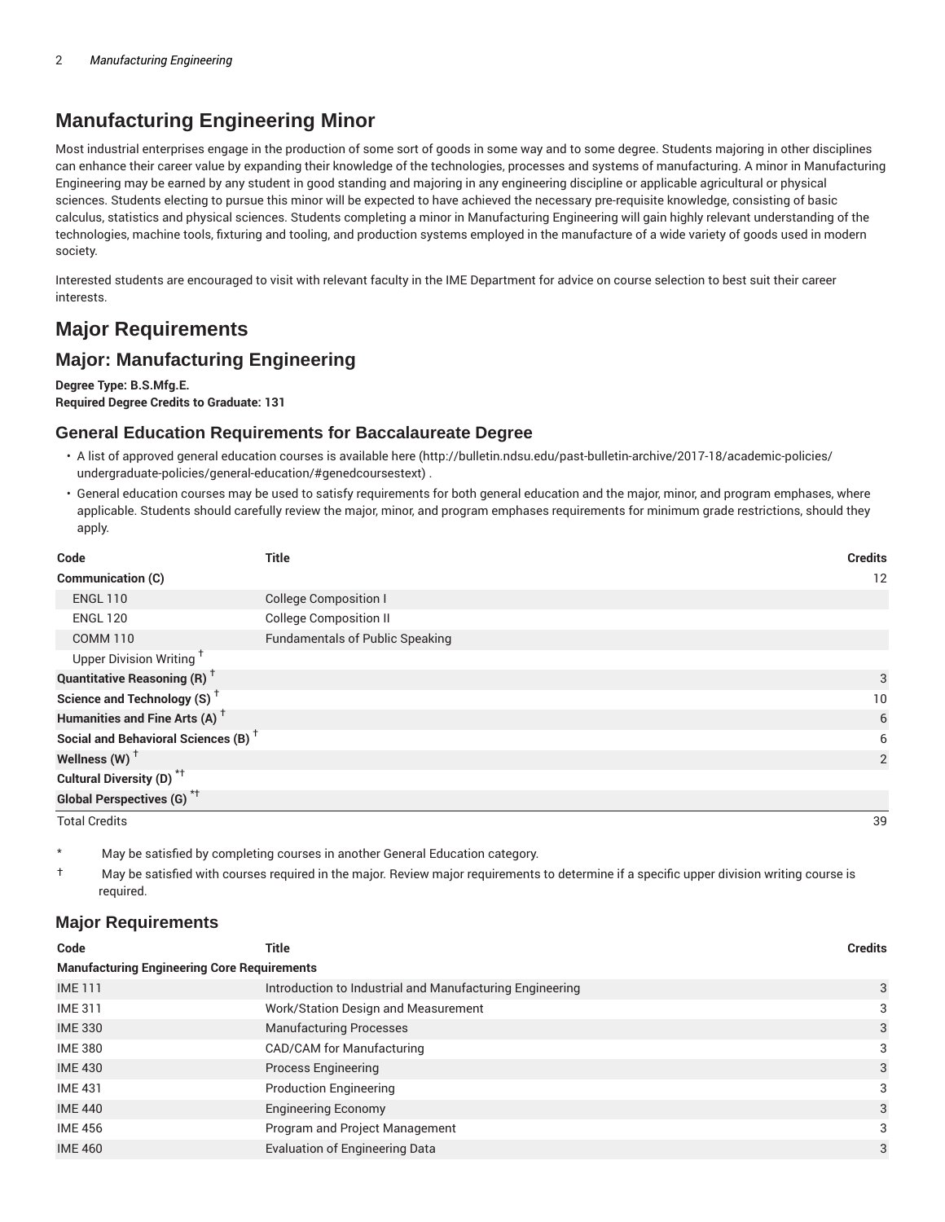## Manufacturing Engineering Minor

Most industrial enterprises engage in the production of some sort of goods in some way and to some degree. Students majoring in other disciplines can enhance their career value by expanding their knowledge of the technologies, processes and systems of manufacturing. A minor in Manufacturing Engineering may be earned by any student in good standing and majoring in any engineering discipline or applicable agricultural or physical sciences. Students electing to pursue this minor will be expected to have achieved the necessary pre-requisite knowledge, consisting of basic calculus, statistics and physical sciences. Students completing a minor in Manufacturing Engineering will gain highly relevant understanding of the technologies, machine tools, fixturing and tooling, and production systems employed in the manufacture of a wide variety of goods used in modern society.

Interested students are encouraged to visit with relevant faculty in the IME Department for advice on course selection to best suit their career interests.

## Major Requirements

## Major: Manufacturing Engineering

**Degree Type: B.S.Mfg.E.**
**Required Degree Credits to Graduate: 131**

### General Education Requirements for Baccalaureate Degree

- A list of approved general education courses is available here (http://bulletin.ndsu.edu/past-bulletin-archive/2017-18/academic-policies/undergraduate-policies/general-education/#genedcoursestext) .
- General education courses may be used to satisfy requirements for both general education and the major, minor, and program emphases, where applicable. Students should carefully review the major, minor, and program emphases requirements for minimum grade restrictions, should they apply.

| Code | Title | Credits |
|---|---|---|
| **Communication (C)** | | 12 |
| ENGL 110 | College Composition I | |
| ENGL 120 | College Composition II | |
| COMM 110 | Fundamentals of Public Speaking | |
| Upper Division Writing † | | |
| **Quantitative Reasoning (R) †** | | 3 |
| **Science and Technology (S) †** | | 10 |
| **Humanities and Fine Arts (A) †** | | 6 |
| **Social and Behavioral Sciences (B) †** | | 6 |
| **Wellness (W) †** | | 2 |
| **Cultural Diversity (D) *†** | | |
| **Global Perspectives (G) *†** | | |
| Total Credits | | 39 |

\* May be satisfied by completing courses in another General Education category.

† May be satisfied with courses required in the major. Review major requirements to determine if a specific upper division writing course is required.

### Major Requirements

| Code | Title | Credits |
|---|---|---|
| **Manufacturing Engineering Core Requirements** | | |
| IME 111 | Introduction to Industrial and Manufacturing Engineering | 3 |
| IME 311 | Work/Station Design and Measurement | 3 |
| IME 330 | Manufacturing Processes | 3 |
| IME 380 | CAD/CAM for Manufacturing | 3 |
| IME 430 | Process Engineering | 3 |
| IME 431 | Production Engineering | 3 |
| IME 440 | Engineering Economy | 3 |
| IME 456 | Program and Project Management | 3 |
| IME 460 | Evaluation of Engineering Data | 3 |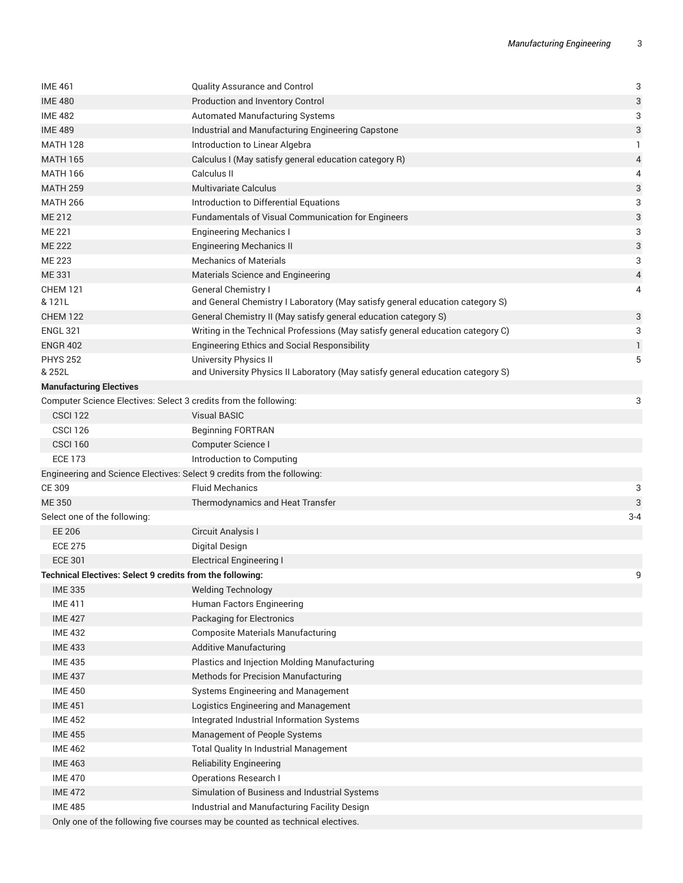| | | |
|---|---|---|
| IME 461 | Quality Assurance and Control | 3 |
| IME 480 | Production and Inventory Control | 3 |
| IME 482 | Automated Manufacturing Systems | 3 |
| IME 489 | Industrial and Manufacturing Engineering Capstone | 3 |
| MATH 128 | Introduction to Linear Algebra | 1 |
| MATH 165 | Calculus I (May satisfy general education category R) | 4 |
| MATH 166 | Calculus II | 4 |
| MATH 259 | Multivariate Calculus | 3 |
| MATH 266 | Introduction to Differential Equations | 3 |
| ME 212 | Fundamentals of Visual Communication for Engineers | 3 |
| ME 221 | Engineering Mechanics I | 3 |
| ME 222 | Engineering Mechanics II | 3 |
| ME 223 | Mechanics of Materials | 3 |
| ME 331 | Materials Science and Engineering | 4 |
| CHEM 121 & 121L | General Chemistry I and General Chemistry I Laboratory (May satisfy general education category S) | 4 |
| CHEM 122 | General Chemistry II (May satisfy general education category S) | 3 |
| ENGL 321 | Writing in the Technical Professions (May satisfy general education category C) | 3 |
| ENGR 402 | Engineering Ethics and Social Responsibility | 1 |
| PHYS 252 & 252L | University Physics II and University Physics II Laboratory (May satisfy general education category S) | 5 |
| **Manufacturing Electives** | | |
| Computer Science Electives: Select 3 credits from the following: | | 3 |
| CSCI 122 | Visual BASIC | |
| CSCI 126 | Beginning FORTRAN | |
| CSCI 160 | Computer Science I | |
| ECE 173 | Introduction to Computing | |
| Engineering and Science Electives: Select 9 credits from the following: | | |
| CE 309 | Fluid Mechanics | 3 |
| ME 350 | Thermodynamics and Heat Transfer | 3 |
| Select one of the following: | | 3-4 |
| EE 206 | Circuit Analysis I | |
| ECE 275 | Digital Design | |
| ECE 301 | Electrical Engineering I | |
| **Technical Electives: Select 9 credits from the following:** | | 9 |
| IME 335 | Welding Technology | |
| IME 411 | Human Factors Engineering | |
| IME 427 | Packaging for Electronics | |
| IME 432 | Composite Materials Manufacturing | |
| IME 433 | Additive Manufacturing | |
| IME 435 | Plastics and Injection Molding Manufacturing | |
| IME 437 | Methods for Precision Manufacturing | |
| IME 450 | Systems Engineering and Management | |
| IME 451 | Logistics Engineering and Management | |
| IME 452 | Integrated Industrial Information Systems | |
| IME 455 | Management of People Systems | |
| IME 462 | Total Quality In Industrial Management | |
| IME 463 | Reliability Engineering | |
| IME 470 | Operations Research I | |
| IME 472 | Simulation of Business and Industrial Systems | |
| IME 485 | Industrial and Manufacturing Facility Design | |
| Only one of the following five courses may be counted as technical electives. | | |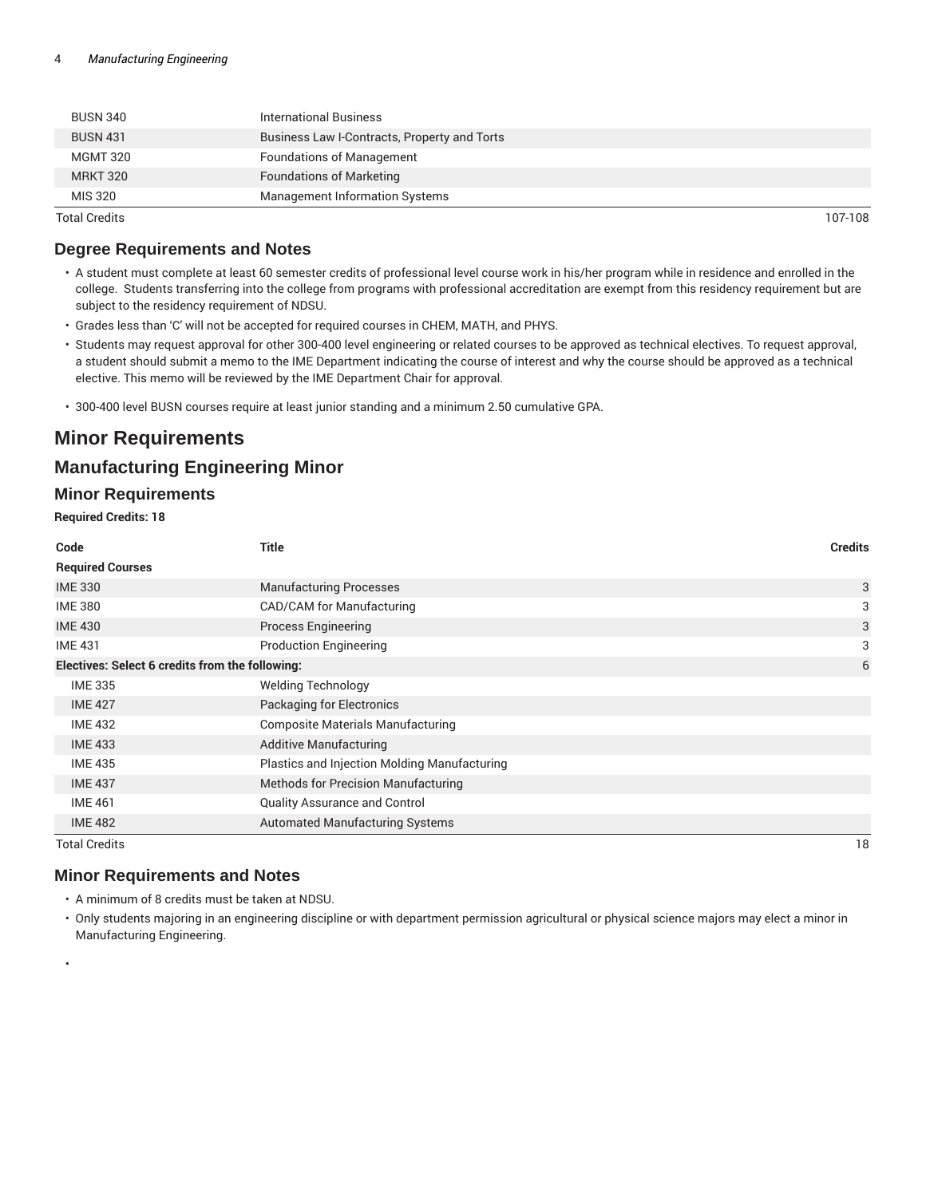| | | |
|---|---|---|
| BUSN 340 | International Business | |
| BUSN 431 | Business Law I-Contracts, Property and Torts | |
| MGMT 320 | Foundations of Management | |
| MRKT 320 | Foundations of Marketing | |
| MIS 320 | Management Information Systems | |
| Total Credits | | 107-108 |

### Degree Requirements and Notes

- A student must complete at least 60 semester credits of professional level course work in his/her program while in residence and enrolled in the college. Students transferring into the college from programs with professional accreditation are exempt from this residency requirement but are subject to the residency requirement of NDSU.
- Grades less than 'C' will not be accepted for required courses in CHEM, MATH, and PHYS.
- Students may request approval for other 300-400 level engineering or related courses to be approved as technical electives. To request approval, a student should submit a memo to the IME Department indicating the course of interest and why the course should be approved as a technical elective. This memo will be reviewed by the IME Department Chair for approval.
- 300-400 level BUSN courses require at least junior standing and a minimum 2.50 cumulative GPA.

# Minor Requirements

## Manufacturing Engineering Minor

### Minor Requirements

**Required Credits: 18**

| Code | Title | Credits |
|---|---|---|
| **Required Courses** | | |
| IME 330 | Manufacturing Processes | 3 |
| IME 380 | CAD/CAM for Manufacturing | 3 |
| IME 430 | Process Engineering | 3 |
| IME 431 | Production Engineering | 3 |
| **Electives: Select 6 credits from the following:** | | 6 |
| IME 335 | Welding Technology | |
| IME 427 | Packaging for Electronics | |
| IME 432 | Composite Materials Manufacturing | |
| IME 433 | Additive Manufacturing | |
| IME 435 | Plastics and Injection Molding Manufacturing | |
| IME 437 | Methods for Precision Manufacturing | |
| IME 461 | Quality Assurance and Control | |
| IME 482 | Automated Manufacturing Systems | |
| Total Credits | | 18 |

### Minor Requirements and Notes

- A minimum of 8 credits must be taken at NDSU.
- Only students majoring in an engineering discipline or with department permission agricultural or physical science majors may elect a minor in Manufacturing Engineering.